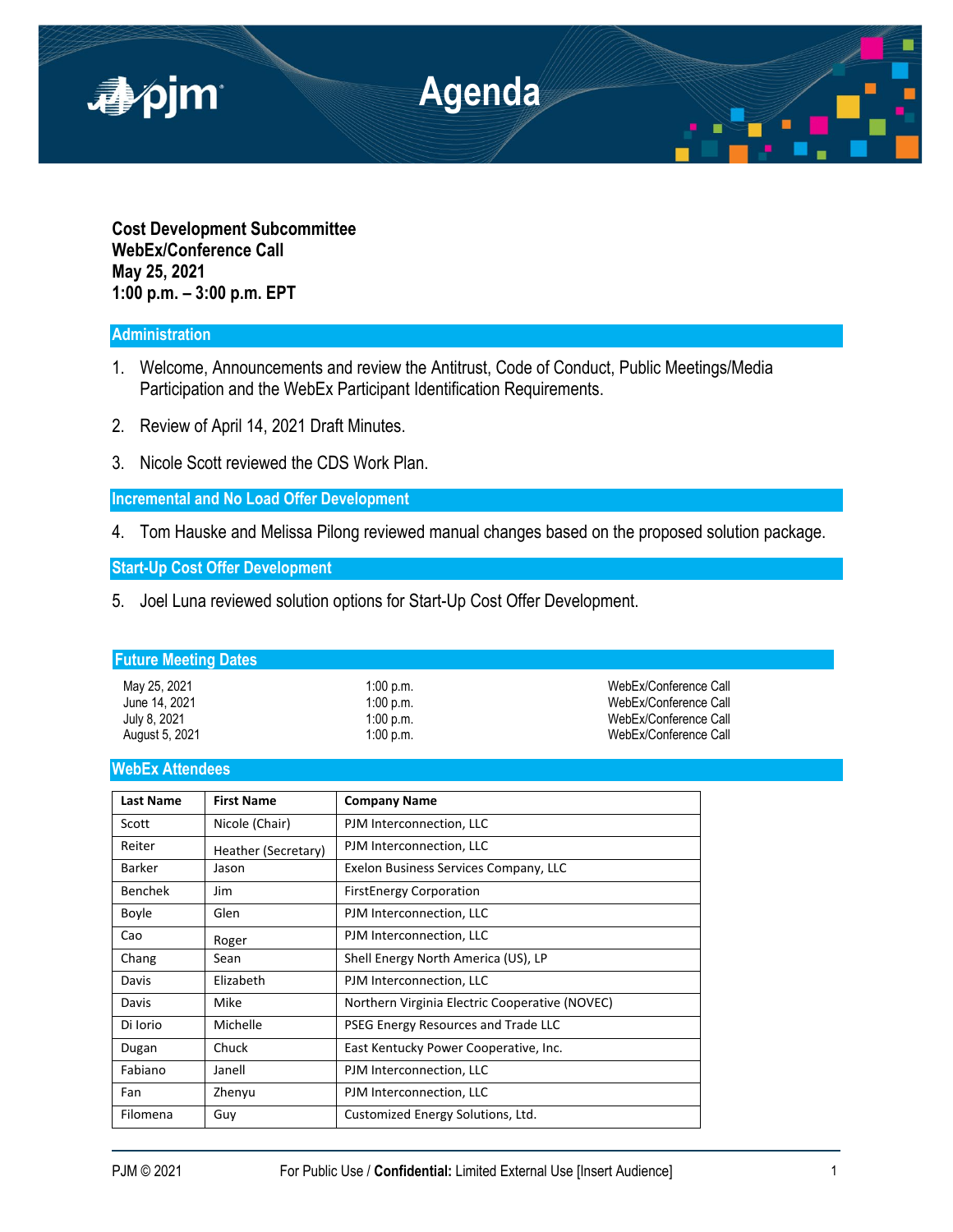# Agenda

**Cost Development Subcommittee**
**WebEx/Conference Call**
**May 25, 2021**
**1:00 p.m. – 3:00 p.m. EPT**

## Administration

1. Welcome, Announcements and review the Antitrust, Code of Conduct, Public Meetings/Media Participation and the WebEx Participant Identification Requirements.

2. Review of April 14, 2021 Draft Minutes.

3. Nicole Scott reviewed the CDS Work Plan.

## Incremental and No Load Offer Development

4. Tom Hauske and Melissa Pilong reviewed manual changes based on the proposed solution package.

## Start-Up Cost Offer Development

5. Joel Luna reviewed solution options for Start-Up Cost Offer Development.

## Future Meeting Dates

| | | |
|---|---|---|
| May 25, 2021 | 1:00 p.m. | WebEx/Conference Call |
| June 14, 2021 | 1:00 p.m. | WebEx/Conference Call |
| July 8, 2021 | 1:00 p.m. | WebEx/Conference Call |
| August 5, 2021 | 1:00 p.m. | WebEx/Conference Call |

## WebEx Attendees

| Last Name | First Name | Company Name |
|---|---|---|
| Scott | Nicole (Chair) | PJM Interconnection, LLC |
| Reiter | Heather (Secretary) | PJM Interconnection, LLC |
| Barker | Jason | Exelon Business Services Company, LLC |
| Benchek | Jim | FirstEnergy Corporation |
| Boyle | Glen | PJM Interconnection, LLC |
| Cao | Roger | PJM Interconnection, LLC |
| Chang | Sean | Shell Energy North America (US), LP |
| Davis | Elizabeth | PJM Interconnection, LLC |
| Davis | Mike | Northern Virginia Electric Cooperative (NOVEC) |
| Di Iorio | Michelle | PSEG Energy Resources and Trade LLC |
| Dugan | Chuck | East Kentucky Power Cooperative, Inc. |
| Fabiano | Janell | PJM Interconnection, LLC |
| Fan | Zhenyu | PJM Interconnection, LLC |
| Filomena | Guy | Customized Energy Solutions, Ltd. |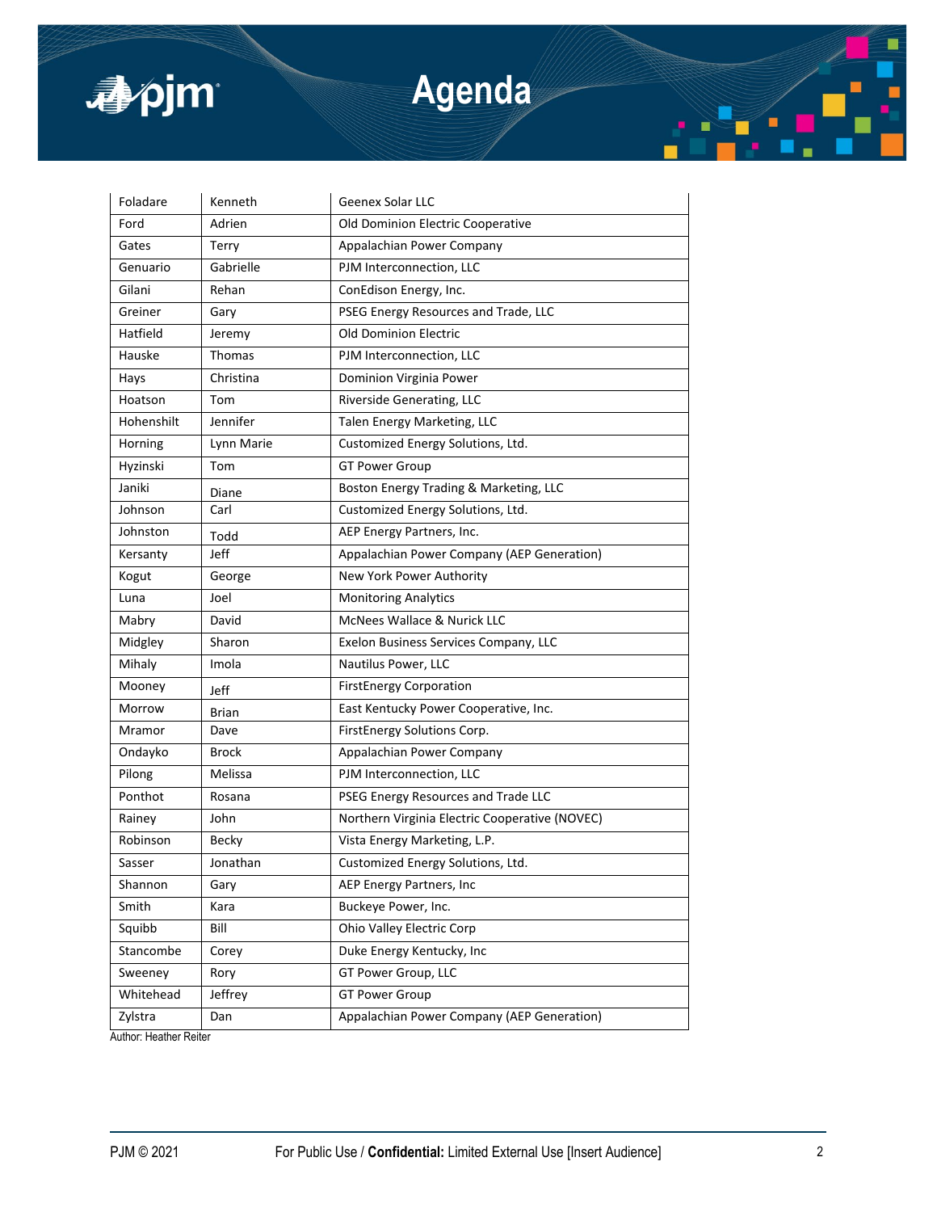| | | |
|---|---|---|
| Foladare | Kenneth | Geenex Solar LLC |
| Ford | Adrien | Old Dominion Electric Cooperative |
| Gates | Terry | Appalachian Power Company |
| Genuario | Gabrielle | PJM Interconnection, LLC |
| Gilani | Rehan | ConEdison Energy, Inc. |
| Greiner | Gary | PSEG Energy Resources and Trade, LLC |
| Hatfield | Jeremy | Old Dominion Electric |
| Hauske | Thomas | PJM Interconnection, LLC |
| Hays | Christina | Dominion Virginia Power |
| Hoatson | Tom | Riverside Generating, LLC |
| Hohenshilt | Jennifer | Talen Energy Marketing, LLC |
| Horning | Lynn Marie | Customized Energy Solutions, Ltd. |
| Hyzinski | Tom | GT Power Group |
| Janiki | Diane | Boston Energy Trading & Marketing, LLC |
| Johnson | Carl | Customized Energy Solutions, Ltd. |
| Johnston | Todd | AEP Energy Partners, Inc. |
| Kersanty | Jeff | Appalachian Power Company (AEP Generation) |
| Kogut | George | New York Power Authority |
| Luna | Joel | Monitoring Analytics |
| Mabry | David | McNees Wallace & Nurick LLC |
| Midgley | Sharon | Exelon Business Services Company, LLC |
| Mihaly | Imola | Nautilus Power, LLC |
| Mooney | Jeff | FirstEnergy Corporation |
| Morrow | Brian | East Kentucky Power Cooperative, Inc. |
| Mramor | Dave | FirstEnergy Solutions Corp. |
| Ondayko | Brock | Appalachian Power Company |
| Pilong | Melissa | PJM Interconnection, LLC |
| Ponthot | Rosana | PSEG Energy Resources and Trade LLC |
| Rainey | John | Northern Virginia Electric Cooperative (NOVEC) |
| Robinson | Becky | Vista Energy Marketing, L.P. |
| Sasser | Jonathan | Customized Energy Solutions, Ltd. |
| Shannon | Gary | AEP Energy Partners, Inc |
| Smith | Kara | Buckeye Power, Inc. |
| Squibb | Bill | Ohio Valley Electric Corp |
| Stancombe | Corey | Duke Energy Kentucky, Inc |
| Sweeney | Rory | GT Power Group, LLC |
| Whitehead | Jeffrey | GT Power Group |
| Zylstra | Dan | Appalachian Power Company (AEP Generation) |

Author: Heather Reiter